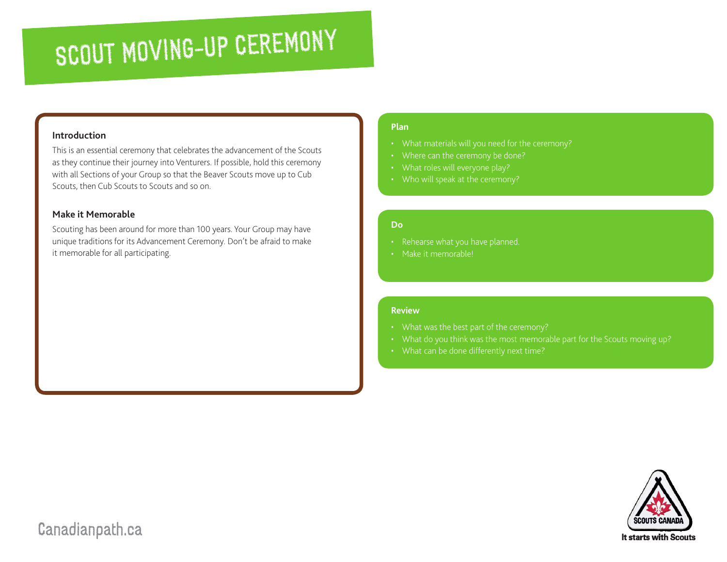# SCOUT MOVING-UP CEREMONY

## Introduction

This is an essential ceremony that celebrates the advancement of the Scouts as they continue their journey into Venturers. If possible, hold this ceremony with all Sections of your Group so that the Beaver Scouts move up to Cub Scouts, then Cub Scouts to Scouts and so on.

## Make it Memorable

Scouting has been around for more than 100 years. Your Group may have unique traditions for its Advancement Ceremony. Don't be afraid to make it memorable for all participating.

## Plan

- What materials will you need for the ceremony?
- Where can the ceremony be done?
- What roles will everyone play?
- Who will speak at the ceremony?

## Do

- Rehearse what you have planned.
- Make it memorable!

## Review

- What was the best part of the ceremony?
- What do you think was the most memorable part for the Scouts moving up?
- What can be done differently next time?

Canadianpath.ca

SCOUTS CANADA

It starts with Scouts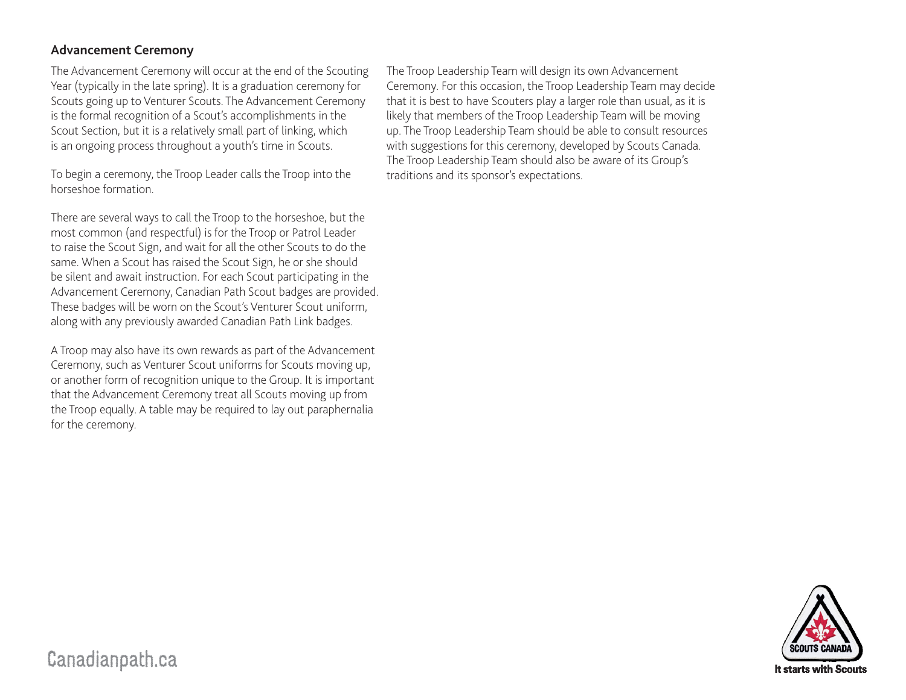### Advancement Ceremony

The Advancement Ceremony will occur at the end of the Scouting Year (typically in the late spring). It is a graduation ceremony for Scouts going up to Venturer Scouts. The Advancement Ceremony is the formal recognition of a Scout's accomplishments in the Scout Section, but it is a relatively small part of linking, which is an ongoing process throughout a youth's time in Scouts.

To begin a ceremony, the Troop Leader calls the Troop into the horseshoe formation.

There are several ways to call the Troop to the horseshoe, but the most common (and respectful) is for the Troop or Patrol Leader to raise the Scout Sign, and wait for all the other Scouts to do the same. When a Scout has raised the Scout Sign, he or she should be silent and await instruction. For each Scout participating in the Advancement Ceremony, Canadian Path Scout badges are provided. These badges will be worn on the Scout's Venturer Scout uniform, along with any previously awarded Canadian Path Link badges.

A Troop may also have its own rewards as part of the Advancement Ceremony, such as Venturer Scout uniforms for Scouts moving up, or another form of recognition unique to the Group. It is important that the Advancement Ceremony treat all Scouts moving up from the Troop equally. A table may be required to lay out paraphernalia for the ceremony.

The Troop Leadership Team will design its own Advancement Ceremony. For this occasion, the Troop Leadership Team may decide that it is best to have Scouters play a larger role than usual, as it is likely that members of the Troop Leadership Team will be moving up. The Troop Leadership Team should be able to consult resources with suggestions for this ceremony, developed by Scouts Canada. The Troop Leadership Team should also be aware of its Group's traditions and its sponsor's expectations.